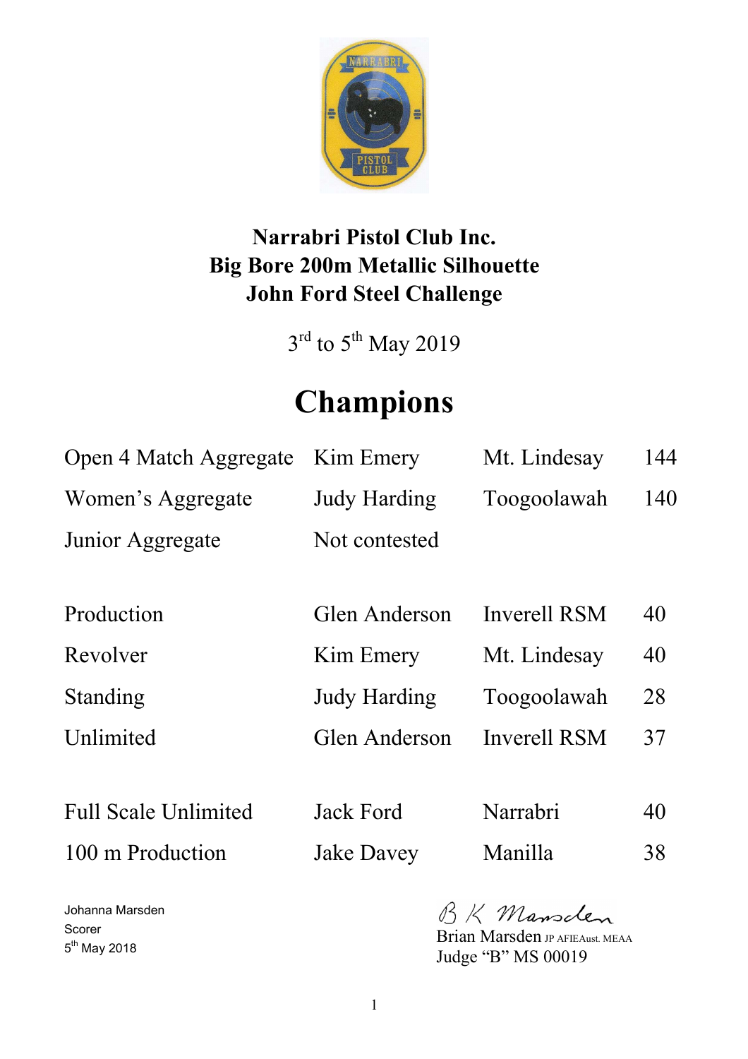# Narrabri Pistol Club Inc.
## Big Bore 200m Metallic Silhouette
## John Ford Steel Challenge

3rd to 5th May 2019

# Champions

| | | | |
|---|---|---|---|
| Open 4 Match Aggregate | Kim Emery | Mt. Lindesay | 144 |
| Women's Aggregate | Judy Harding | Toogoolawah | 140 |
| Junior Aggregate | Not contested | | |
| | | | |
| Production | Glen Anderson | Inverell RSM | 40 |
| Revolver | Kim Emery | Mt. Lindesay | 40 |
| Standing | Judy Harding | Toogoolawah | 28 |
| Unlimited | Glen Anderson | Inverell RSM | 37 |
| | | | |
| Full Scale Unlimited | Jack Ford | Narrabri | 40 |
| 100 m Production | Jake Davey | Manilla | 38 |

Johanna Marsden
Scorer
5th May 2018

B K Marsden
Brian Marsden JP AFIEAust. MEAA
Judge "B" MS 00019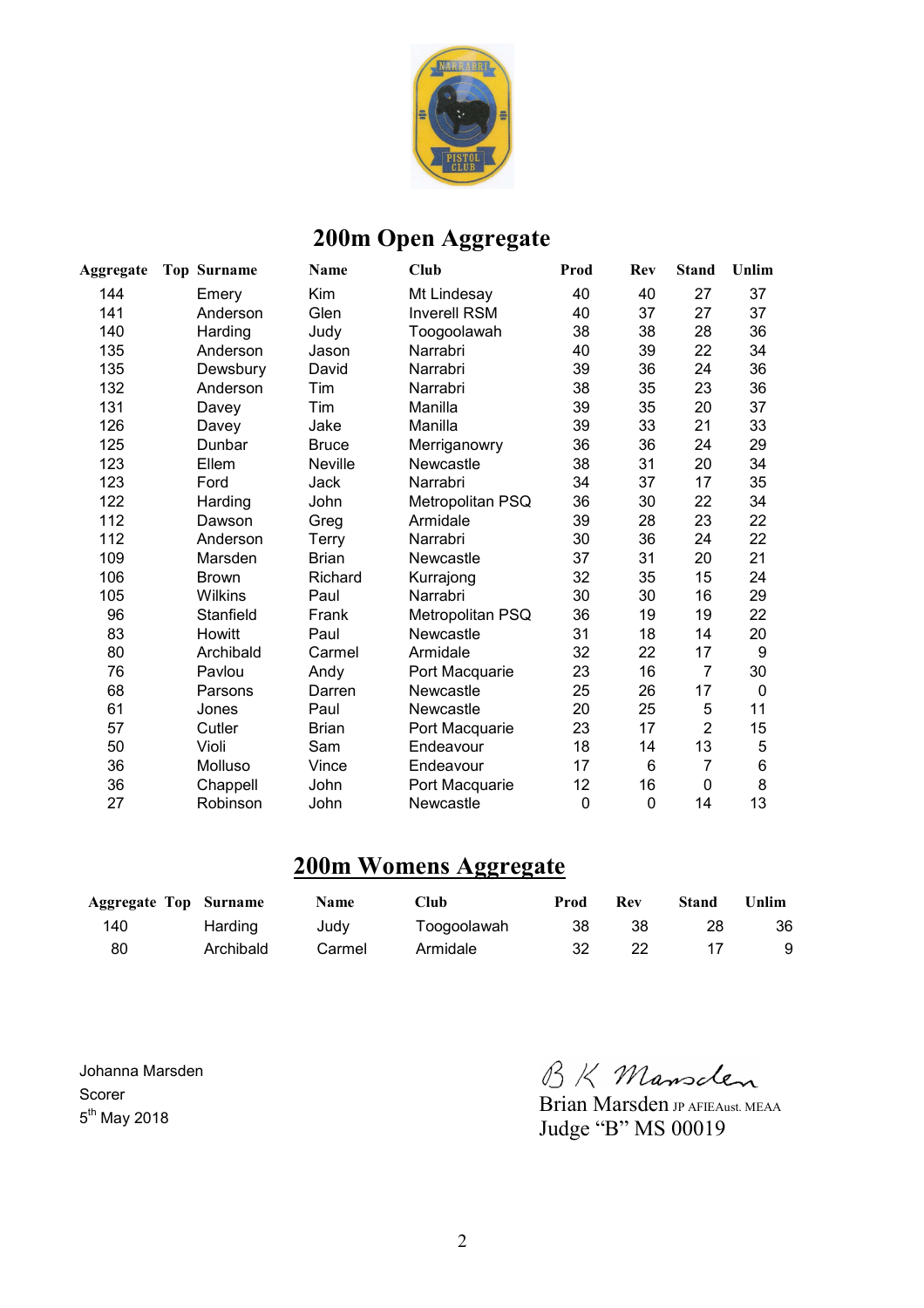## 200m Open Aggregate

| Aggregate | Top | Surname | Name | Club | Prod | Rev | Stand | Unlim |
|---|---|---|---|---|---|---|---|---|
| 144 | | Emery | Kim | Mt Lindesay | 40 | 40 | 27 | 37 |
| 141 | | Anderson | Glen | Inverell RSM | 40 | 37 | 27 | 37 |
| 140 | | Harding | Judy | Toogoolawah | 38 | 38 | 28 | 36 |
| 135 | | Anderson | Jason | Narrabri | 40 | 39 | 22 | 34 |
| 135 | | Dewsbury | David | Narrabri | 39 | 36 | 24 | 36 |
| 132 | | Anderson | Tim | Narrabri | 38 | 35 | 23 | 36 |
| 131 | | Davey | Tim | Manilla | 39 | 35 | 20 | 37 |
| 126 | | Davey | Jake | Manilla | 39 | 33 | 21 | 33 |
| 125 | | Dunbar | Bruce | Merriganowry | 36 | 36 | 24 | 29 |
| 123 | | Ellem | Neville | Newcastle | 38 | 31 | 20 | 34 |
| 123 | | Ford | Jack | Narrabri | 34 | 37 | 17 | 35 |
| 122 | | Harding | John | Metropolitan PSQ | 36 | 30 | 22 | 34 |
| 112 | | Dawson | Greg | Armidale | 39 | 28 | 23 | 22 |
| 112 | | Anderson | Terry | Narrabri | 30 | 36 | 24 | 22 |
| 109 | | Marsden | Brian | Newcastle | 37 | 31 | 20 | 21 |
| 106 | | Brown | Richard | Kurrajong | 32 | 35 | 15 | 24 |
| 105 | | Wilkins | Paul | Narrabri | 30 | 30 | 16 | 29 |
| 96 | | Stanfield | Frank | Metropolitan PSQ | 36 | 19 | 19 | 22 |
| 83 | | Howitt | Paul | Newcastle | 31 | 18 | 14 | 20 |
| 80 | | Archibald | Carmel | Armidale | 32 | 22 | 17 | 9 |
| 76 | | Pavlou | Andy | Port Macquarie | 23 | 16 | 7 | 30 |
| 68 | | Parsons | Darren | Newcastle | 25 | 26 | 17 | 0 |
| 61 | | Jones | Paul | Newcastle | 20 | 25 | 5 | 11 |
| 57 | | Cutler | Brian | Port Macquarie | 23 | 17 | 2 | 15 |
| 50 | | Violi | Sam | Endeavour | 18 | 14 | 13 | 5 |
| 36 | | Molluso | Vince | Endeavour | 17 | 6 | 7 | 6 |
| 36 | | Chappell | John | Port Macquarie | 12 | 16 | 0 | 8 |
| 27 | | Robinson | John | Newcastle | 0 | 0 | 14 | 13 |

## 200m Womens Aggregate

| Aggregate | Top | Surname | Name | Club | Prod | Rev | Stand | Unlim |
|---|---|---|---|---|---|---|---|---|
| 140 | | Harding | Judy | Toogoolawah | 38 | 38 | 28 | 36 |
| 80 | | Archibald | Carmel | Armidale | 32 | 22 | 17 | 9 |

Johanna Marsden
Scorer
5th May 2018

B K Marsden
Brian Marsden JP AFIEAust. MEAA
Judge "B" MS 00019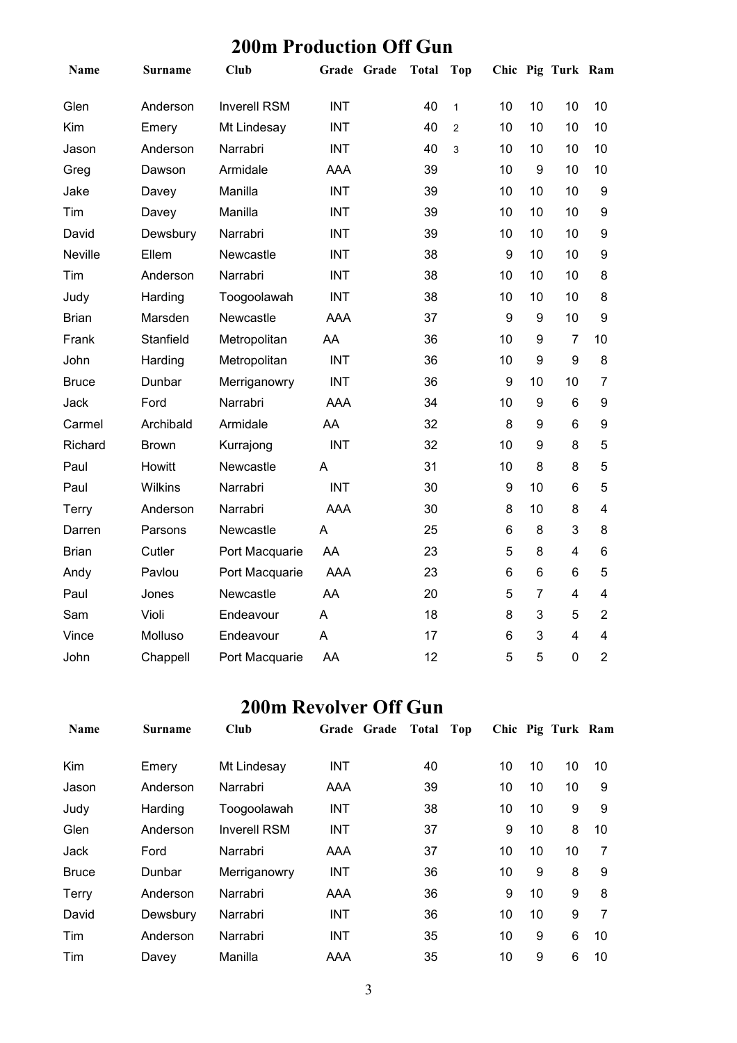## 200m Production Off Gun

| Name | Surname | Club | Grade | Grade | Total | Top | Chic | Pig | Turk | Ram |
|---|---|---|---|---|---|---|---|---|---|---|
| Glen | Anderson | Inverell RSM | INT | | 40 | 1 | 10 | 10 | 10 | 10 |
| Kim | Emery | Mt Lindesay | INT | | 40 | 2 | 10 | 10 | 10 | 10 |
| Jason | Anderson | Narrabri | INT | | 40 | 3 | 10 | 10 | 10 | 10 |
| Greg | Dawson | Armidale | AAA | | 39 | | 10 | 9 | 10 | 10 |
| Jake | Davey | Manilla | INT | | 39 | | 10 | 10 | 10 | 9 |
| Tim | Davey | Manilla | INT | | 39 | | 10 | 10 | 10 | 9 |
| David | Dewsbury | Narrabri | INT | | 39 | | 10 | 10 | 10 | 9 |
| Neville | Ellem | Newcastle | INT | | 38 | | 9 | 10 | 10 | 9 |
| Tim | Anderson | Narrabri | INT | | 38 | | 10 | 10 | 10 | 8 |
| Judy | Harding | Toogoolawah | INT | | 38 | | 10 | 10 | 10 | 8 |
| Brian | Marsden | Newcastle | AAA | | 37 | | 9 | 9 | 10 | 9 |
| Frank | Stanfield | Metropolitan | AA | | 36 | | 10 | 9 | 7 | 10 |
| John | Harding | Metropolitan | INT | | 36 | | 10 | 9 | 9 | 8 |
| Bruce | Dunbar | Merriganowry | INT | | 36 | | 9 | 10 | 10 | 7 |
| Jack | Ford | Narrabri | AAA | | 34 | | 10 | 9 | 6 | 9 |
| Carmel | Archibald | Armidale | AA | | 32 | | 8 | 9 | 6 | 9 |
| Richard | Brown | Kurrajong | INT | | 32 | | 10 | 9 | 8 | 5 |
| Paul | Howitt | Newcastle | A | | 31 | | 10 | 8 | 8 | 5 |
| Paul | Wilkins | Narrabri | INT | | 30 | | 9 | 10 | 6 | 5 |
| Terry | Anderson | Narrabri | AAA | | 30 | | 8 | 10 | 8 | 4 |
| Darren | Parsons | Newcastle | A | | 25 | | 6 | 8 | 3 | 8 |
| Brian | Cutler | Port Macquarie | AA | | 23 | | 5 | 8 | 4 | 6 |
| Andy | Pavlou | Port Macquarie | AAA | | 23 | | 6 | 6 | 6 | 5 |
| Paul | Jones | Newcastle | AA | | 20 | | 5 | 7 | 4 | 4 |
| Sam | Violi | Endeavour | A | | 18 | | 8 | 3 | 5 | 2 |
| Vince | Molluso | Endeavour | A | | 17 | | 6 | 3 | 4 | 4 |
| John | Chappell | Port Macquarie | AA | | 12 | | 5 | 5 | 0 | 2 |

## 200m Revolver Off Gun

| Name | Surname | Club | Grade | Grade | Total | Top | Chic | Pig | Turk | Ram |
|---|---|---|---|---|---|---|---|---|---|---|
| Kim | Emery | Mt Lindesay | INT | | 40 | | 10 | 10 | 10 | 10 |
| Jason | Anderson | Narrabri | AAA | | 39 | | 10 | 10 | 10 | 9 |
| Judy | Harding | Toogoolawah | INT | | 38 | | 10 | 10 | 9 | 9 |
| Glen | Anderson | Inverell RSM | INT | | 37 | | 9 | 10 | 8 | 10 |
| Jack | Ford | Narrabri | AAA | | 37 | | 10 | 10 | 10 | 7 |
| Bruce | Dunbar | Merriganowry | INT | | 36 | | 10 | 9 | 8 | 9 |
| Terry | Anderson | Narrabri | AAA | | 36 | | 9 | 10 | 9 | 8 |
| David | Dewsbury | Narrabri | INT | | 36 | | 10 | 10 | 9 | 7 |
| Tim | Anderson | Narrabri | INT | | 35 | | 10 | 9 | 6 | 10 |
| Tim | Davey | Manilla | AAA | | 35 | | 10 | 9 | 6 | 10 |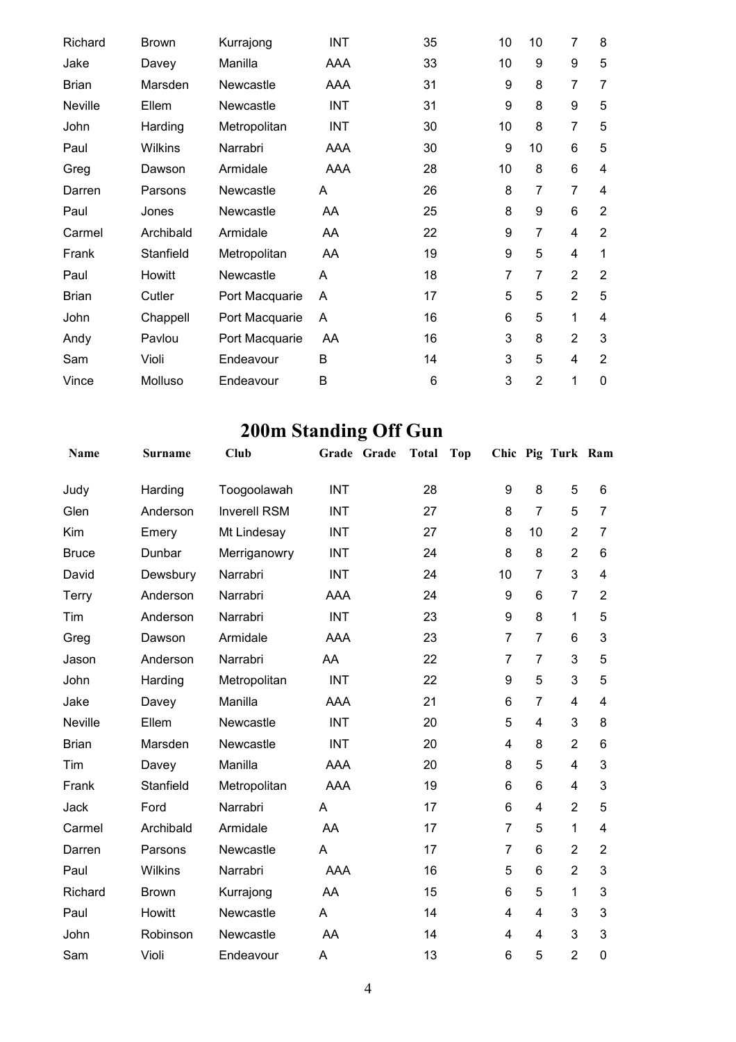| | | | | | | | | | | |
|---|---|---|---|---|---|---|---|---|---|---|
| Richard | Brown | Kurrajong | INT | | 35 | | 10 | 10 | 7 | 8 |
| Jake | Davey | Manilla | AAA | | 33 | | 10 | 9 | 9 | 5 |
| Brian | Marsden | Newcastle | AAA | | 31 | | 9 | 8 | 7 | 7 |
| Neville | Ellem | Newcastle | INT | | 31 | | 9 | 8 | 9 | 5 |
| John | Harding | Metropolitan | INT | | 30 | | 10 | 8 | 7 | 5 |
| Paul | Wilkins | Narrabri | AAA | | 30 | | 9 | 10 | 6 | 5 |
| Greg | Dawson | Armidale | AAA | | 28 | | 10 | 8 | 6 | 4 |
| Darren | Parsons | Newcastle | A | | 26 | | 8 | 7 | 7 | 4 |
| Paul | Jones | Newcastle | AA | | 25 | | 8 | 9 | 6 | 2 |
| Carmel | Archibald | Armidale | AA | | 22 | | 9 | 7 | 4 | 2 |
| Frank | Stanfield | Metropolitan | AA | | 19 | | 9 | 5 | 4 | 1 |
| Paul | Howitt | Newcastle | A | | 18 | | 7 | 7 | 2 | 2 |
| Brian | Cutler | Port Macquarie | A | | 17 | | 5 | 5 | 2 | 5 |
| John | Chappell | Port Macquarie | A | | 16 | | 6 | 5 | 1 | 4 |
| Andy | Pavlou | Port Macquarie | AA | | 16 | | 3 | 8 | 2 | 3 |
| Sam | Violi | Endeavour | B | | 14 | | 3 | 5 | 4 | 2 |
| Vince | Molluso | Endeavour | B | | 6 | | 3 | 2 | 1 | 0 |

# 200m Standing Off Gun

| Name | Surname | Club | Grade | Grade | Total | Top | Chic | Pig | Turk | Ram |
|---|---|---|---|---|---|---|---|---|---|---|
| Judy | Harding | Toogoolawah | INT | | 28 | | 9 | 8 | 5 | 6 |
| Glen | Anderson | Inverell RSM | INT | | 27 | | 8 | 7 | 5 | 7 |
| Kim | Emery | Mt Lindesay | INT | | 27 | | 8 | 10 | 2 | 7 |
| Bruce | Dunbar | Merriganowry | INT | | 24 | | 8 | 8 | 2 | 6 |
| David | Dewsbury | Narrabri | INT | | 24 | | 10 | 7 | 3 | 4 |
| Terry | Anderson | Narrabri | AAA | | 24 | | 9 | 6 | 7 | 2 |
| Tim | Anderson | Narrabri | INT | | 23 | | 9 | 8 | 1 | 5 |
| Greg | Dawson | Armidale | AAA | | 23 | | 7 | 7 | 6 | 3 |
| Jason | Anderson | Narrabri | AA | | 22 | | 7 | 7 | 3 | 5 |
| John | Harding | Metropolitan | INT | | 22 | | 9 | 5 | 3 | 5 |
| Jake | Davey | Manilla | AAA | | 21 | | 6 | 7 | 4 | 4 |
| Neville | Ellem | Newcastle | INT | | 20 | | 5 | 4 | 3 | 8 |
| Brian | Marsden | Newcastle | INT | | 20 | | 4 | 8 | 2 | 6 |
| Tim | Davey | Manilla | AAA | | 20 | | 8 | 5 | 4 | 3 |
| Frank | Stanfield | Metropolitan | AAA | | 19 | | 6 | 6 | 4 | 3 |
| Jack | Ford | Narrabri | A | | 17 | | 6 | 4 | 2 | 5 |
| Carmel | Archibald | Armidale | AA | | 17 | | 7 | 5 | 1 | 4 |
| Darren | Parsons | Newcastle | A | | 17 | | 7 | 6 | 2 | 2 |
| Paul | Wilkins | Narrabri | AAA | | 16 | | 5 | 6 | 2 | 3 |
| Richard | Brown | Kurrajong | AA | | 15 | | 6 | 5 | 1 | 3 |
| Paul | Howitt | Newcastle | A | | 14 | | 4 | 4 | 3 | 3 |
| John | Robinson | Newcastle | AA | | 14 | | 4 | 4 | 3 | 3 |
| Sam | Violi | Endeavour | A | | 13 | | 6 | 5 | 2 | 0 |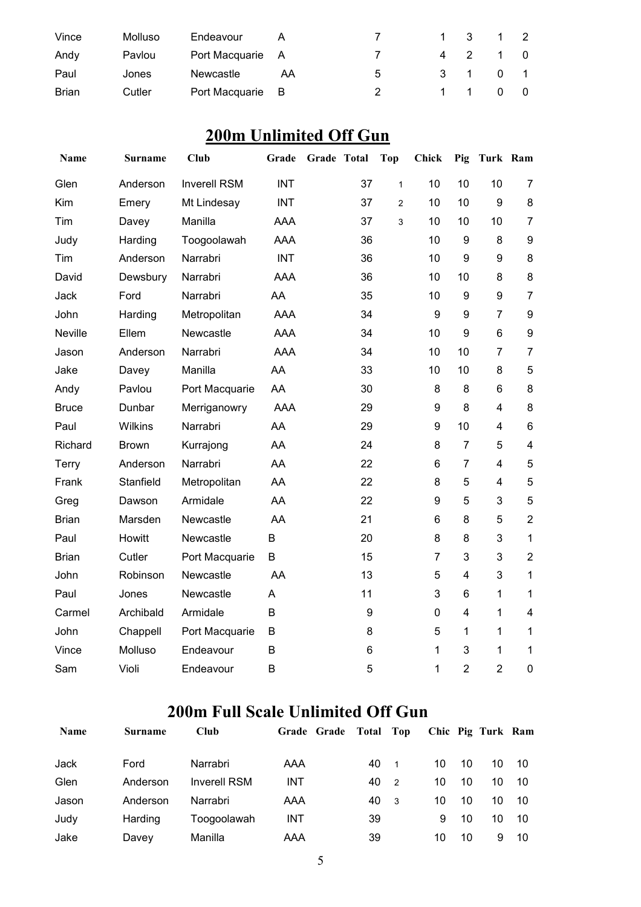| | | | | | | | | | |
|---|---|---|---|---|---|---|---|---|---|
| Vince | Molluso | Endeavour | A | | 7 | 1 | 3 | 1 | 2 |
| Andy | Pavlou | Port Macquarie | A | | 7 | 4 | 2 | 1 | 0 |
| Paul | Jones | Newcastle | AA | | 5 | 3 | 1 | 0 | 1 |
| Brian | Cutler | Port Macquarie | B | | 2 | 1 | 1 | 0 | 0 |

## 200m Unlimited Off Gun

| Name | Surname | Club | Grade | Grade | Total | Top | Chick | Pig | Turk | Ram |
|---|---|---|---|---|---|---|---|---|---|---|
| Glen | Anderson | Inverell RSM | INT | | 37 | 1 | 10 | 10 | 10 | 7 |
| Kim | Emery | Mt Lindesay | INT | | 37 | 2 | 10 | 10 | 9 | 8 |
| Tim | Davey | Manilla | AAA | | 37 | 3 | 10 | 10 | 10 | 7 |
| Judy | Harding | Toogoolawah | AAA | | 36 | | 10 | 9 | 8 | 9 |
| Tim | Anderson | Narrabri | INT | | 36 | | 10 | 9 | 9 | 8 |
| David | Dewsbury | Narrabri | AAA | | 36 | | 10 | 10 | 8 | 8 |
| Jack | Ford | Narrabri | AA | | 35 | | 10 | 9 | 9 | 7 |
| John | Harding | Metropolitan | AAA | | 34 | | 9 | 9 | 7 | 9 |
| Neville | Ellem | Newcastle | AAA | | 34 | | 10 | 9 | 6 | 9 |
| Jason | Anderson | Narrabri | AAA | | 34 | | 10 | 10 | 7 | 7 |
| Jake | Davey | Manilla | AA | | 33 | | 10 | 10 | 8 | 5 |
| Andy | Pavlou | Port Macquarie | AA | | 30 | | 8 | 8 | 6 | 8 |
| Bruce | Dunbar | Merriganowry | AAA | | 29 | | 9 | 8 | 4 | 8 |
| Paul | Wilkins | Narrabri | AA | | 29 | | 9 | 10 | 4 | 6 |
| Richard | Brown | Kurrajong | AA | | 24 | | 8 | 7 | 5 | 4 |
| Terry | Anderson | Narrabri | AA | | 22 | | 6 | 7 | 4 | 5 |
| Frank | Stanfield | Metropolitan | AA | | 22 | | 8 | 5 | 4 | 5 |
| Greg | Dawson | Armidale | AA | | 22 | | 9 | 5 | 3 | 5 |
| Brian | Marsden | Newcastle | AA | | 21 | | 6 | 8 | 5 | 2 |
| Paul | Howitt | Newcastle | B | | 20 | | 8 | 8 | 3 | 1 |
| Brian | Cutler | Port Macquarie | B | | 15 | | 7 | 3 | 3 | 2 |
| John | Robinson | Newcastle | AA | | 13 | | 5 | 4 | 3 | 1 |
| Paul | Jones | Newcastle | A | | 11 | | 3 | 6 | 1 | 1 |
| Carmel | Archibald | Armidale | B | | 9 | | 0 | 4 | 1 | 4 |
| John | Chappell | Port Macquarie | B | | 8 | | 5 | 1 | 1 | 1 |
| Vince | Molluso | Endeavour | B | | 6 | | 1 | 3 | 1 | 1 |
| Sam | Violi | Endeavour | B | | 5 | | 1 | 2 | 2 | 0 |

## 200m Full Scale Unlimited Off Gun

| Name | Surname | Club | Grade | Grade | Total | Top | Chic | Pig | Turk | Ram |
|---|---|---|---|---|---|---|---|---|---|---|
| Jack | Ford | Narrabri | AAA | | 40 | 1 | 10 | 10 | 10 | 10 |
| Glen | Anderson | Inverell RSM | INT | | 40 | 2 | 10 | 10 | 10 | 10 |
| Jason | Anderson | Narrabri | AAA | | 40 | 3 | 10 | 10 | 10 | 10 |
| Judy | Harding | Toogoolawah | INT | | 39 | | 9 | 10 | 10 | 10 |
| Jake | Davey | Manilla | AAA | | 39 | | 10 | 10 | 9 | 10 |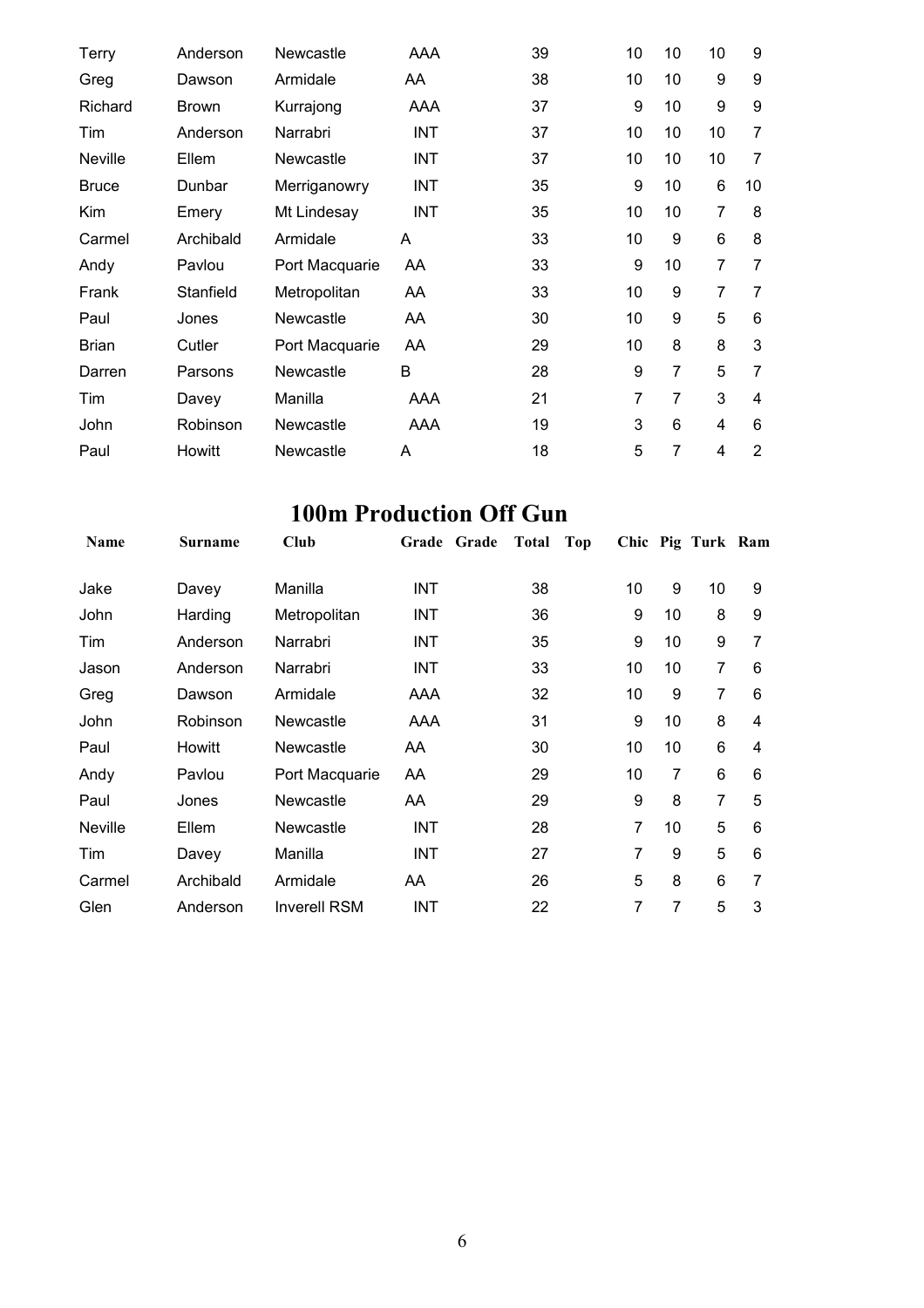| | | | | | | | | | | |
|---|---|---|---|---|---|---|---|---|---|---|
| Terry | Anderson | Newcastle | AAA | | 39 | | 10 | 10 | 10 | 9 |
| Greg | Dawson | Armidale | AA | | 38 | | 10 | 10 | 9 | 9 |
| Richard | Brown | Kurrajong | AAA | | 37 | | 9 | 10 | 9 | 9 |
| Tim | Anderson | Narrabri | INT | | 37 | | 10 | 10 | 10 | 7 |
| Neville | Ellem | Newcastle | INT | | 37 | | 10 | 10 | 10 | 7 |
| Bruce | Dunbar | Merriganowry | INT | | 35 | | 9 | 10 | 6 | 10 |
| Kim | Emery | Mt Lindesay | INT | | 35 | | 10 | 10 | 7 | 8 |
| Carmel | Archibald | Armidale | A | | 33 | | 10 | 9 | 6 | 8 |
| Andy | Pavlou | Port Macquarie | AA | | 33 | | 9 | 10 | 7 | 7 |
| Frank | Stanfield | Metropolitan | AA | | 33 | | 10 | 9 | 7 | 7 |
| Paul | Jones | Newcastle | AA | | 30 | | 10 | 9 | 5 | 6 |
| Brian | Cutler | Port Macquarie | AA | | 29 | | 10 | 8 | 8 | 3 |
| Darren | Parsons | Newcastle | B | | 28 | | 9 | 7 | 5 | 7 |
| Tim | Davey | Manilla | AAA | | 21 | | 7 | 7 | 3 | 4 |
| John | Robinson | Newcastle | AAA | | 19 | | 3 | 6 | 4 | 6 |
| Paul | Howitt | Newcastle | A | | 18 | | 5 | 7 | 4 | 2 |

# 100m Production Off Gun

| Name | Surname | Club | Grade | Grade | Total | Top | Chic | Pig | Turk | Ram |
|---|---|---|---|---|---|---|---|---|---|---|
| Jake | Davey | Manilla | INT | | 38 | | 10 | 9 | 10 | 9 |
| John | Harding | Metropolitan | INT | | 36 | | 9 | 10 | 8 | 9 |
| Tim | Anderson | Narrabri | INT | | 35 | | 9 | 10 | 9 | 7 |
| Jason | Anderson | Narrabri | INT | | 33 | | 10 | 10 | 7 | 6 |
| Greg | Dawson | Armidale | AAA | | 32 | | 10 | 9 | 7 | 6 |
| John | Robinson | Newcastle | AAA | | 31 | | 9 | 10 | 8 | 4 |
| Paul | Howitt | Newcastle | AA | | 30 | | 10 | 10 | 6 | 4 |
| Andy | Pavlou | Port Macquarie | AA | | 29 | | 10 | 7 | 6 | 6 |
| Paul | Jones | Newcastle | AA | | 29 | | 9 | 8 | 7 | 5 |
| Neville | Ellem | Newcastle | INT | | 28 | | 7 | 10 | 5 | 6 |
| Tim | Davey | Manilla | INT | | 27 | | 7 | 9 | 5 | 6 |
| Carmel | Archibald | Armidale | AA | | 26 | | 5 | 8 | 6 | 7 |
| Glen | Anderson | Inverell RSM | INT | | 22 | | 7 | 7 | 5 | 3 |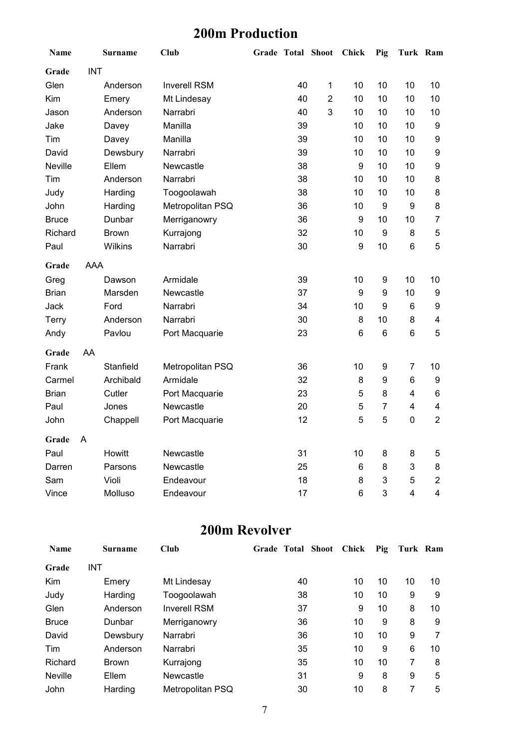## 200m Production

| Name | Surname | Club | Grade | Total | Shoot | Chick | Pig | Turk | Ram |
|---|---|---|---|---|---|---|---|---|---|
| **Grade** | INT | | | | | | | | |
| Glen | Anderson | Inverell RSM | | 40 | 1 | 10 | 10 | 10 | 10 |
| Kim | Emery | Mt Lindesay | | 40 | 2 | 10 | 10 | 10 | 10 |
| Jason | Anderson | Narrabri | | 40 | 3 | 10 | 10 | 10 | 10 |
| Jake | Davey | Manilla | | 39 | | 10 | 10 | 10 | 9 |
| Tim | Davey | Manilla | | 39 | | 10 | 10 | 10 | 9 |
| David | Dewsbury | Narrabri | | 39 | | 10 | 10 | 10 | 9 |
| Neville | Ellem | Newcastle | | 38 | | 9 | 10 | 10 | 9 |
| Tim | Anderson | Narrabri | | 38 | | 10 | 10 | 10 | 8 |
| Judy | Harding | Toogoolawah | | 38 | | 10 | 10 | 10 | 8 |
| John | Harding | Metropolitan PSQ | | 36 | | 10 | 9 | 9 | 8 |
| Bruce | Dunbar | Merriganowry | | 36 | | 9 | 10 | 10 | 7 |
| Richard | Brown | Kurrajong | | 32 | | 10 | 9 | 8 | 5 |
| Paul | Wilkins | Narrabri | | 30 | | 9 | 10 | 6 | 5 |
| **Grade** | AAA | | | | | | | | |
| Greg | Dawson | Armidale | | 39 | | 10 | 9 | 10 | 10 |
| Brian | Marsden | Newcastle | | 37 | | 9 | 9 | 10 | 9 |
| Jack | Ford | Narrabri | | 34 | | 10 | 9 | 6 | 9 |
| Terry | Anderson | Narrabri | | 30 | | 8 | 10 | 8 | 4 |
| Andy | Pavlou | Port Macquarie | | 23 | | 6 | 6 | 6 | 5 |
| **Grade** | AA | | | | | | | | |
| Frank | Stanfield | Metropolitan PSQ | | 36 | | 10 | 9 | 7 | 10 |
| Carmel | Archibald | Armidale | | 32 | | 8 | 9 | 6 | 9 |
| Brian | Cutler | Port Macquarie | | 23 | | 5 | 8 | 4 | 6 |
| Paul | Jones | Newcastle | | 20 | | 5 | 7 | 4 | 4 |
| John | Chappell | Port Macquarie | | 12 | | 5 | 5 | 0 | 2 |
| **Grade** | A | | | | | | | | |
| Paul | Howitt | Newcastle | | 31 | | 10 | 8 | 8 | 5 |
| Darren | Parsons | Newcastle | | 25 | | 6 | 8 | 3 | 8 |
| Sam | Violi | Endeavour | | 18 | | 8 | 3 | 5 | 2 |
| Vince | Molluso | Endeavour | | 17 | | 6 | 3 | 4 | 4 |

## 200m Revolver

| Name | Surname | Club | Grade | Total | Shoot | Chick | Pig | Turk | Ram |
|---|---|---|---|---|---|---|---|---|---|
| **Grade** | INT | | | | | | | | |
| Kim | Emery | Mt Lindesay | | 40 | | 10 | 10 | 10 | 10 |
| Judy | Harding | Toogoolawah | | 38 | | 10 | 10 | 9 | 9 |
| Glen | Anderson | Inverell RSM | | 37 | | 9 | 10 | 8 | 10 |
| Bruce | Dunbar | Merriganowry | | 36 | | 10 | 9 | 8 | 9 |
| David | Dewsbury | Narrabri | | 36 | | 10 | 10 | 9 | 7 |
| Tim | Anderson | Narrabri | | 35 | | 10 | 9 | 6 | 10 |
| Richard | Brown | Kurrajong | | 35 | | 10 | 10 | 7 | 8 |
| Neville | Ellem | Newcastle | | 31 | | 9 | 8 | 9 | 5 |
| John | Harding | Metropolitan PSQ | | 30 | | 10 | 8 | 7 | 5 |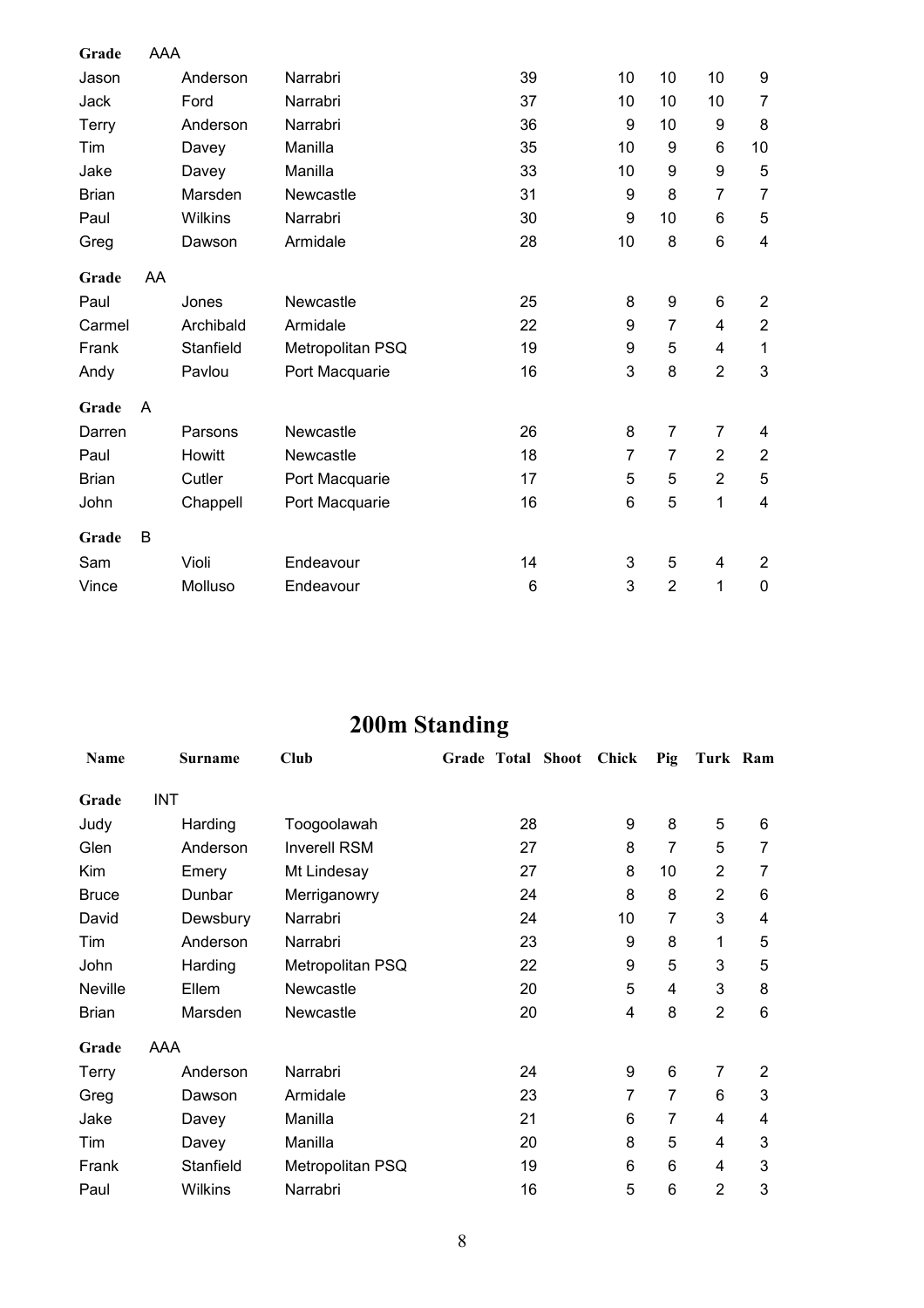| | | | | | | | | | |
|---|---|---|---|---|---|---|---|---|---|
| **Grade** | AAA | | | | | | | | |
| Jason | Anderson | Narrabri | | 39 | | 10 | 10 | 10 | 9 |
| Jack | Ford | Narrabri | | 37 | | 10 | 10 | 10 | 7 |
| Terry | Anderson | Narrabri | | 36 | | 9 | 10 | 9 | 8 |
| Tim | Davey | Manilla | | 35 | | 10 | 9 | 6 | 10 |
| Jake | Davey | Manilla | | 33 | | 10 | 9 | 9 | 5 |
| Brian | Marsden | Newcastle | | 31 | | 9 | 8 | 7 | 7 |
| Paul | Wilkins | Narrabri | | 30 | | 9 | 10 | 6 | 5 |
| Greg | Dawson | Armidale | | 28 | | 10 | 8 | 6 | 4 |
| **Grade** | AA | | | | | | | | |
| Paul | Jones | Newcastle | | 25 | | 8 | 9 | 6 | 2 |
| Carmel | Archibald | Armidale | | 22 | | 9 | 7 | 4 | 2 |
| Frank | Stanfield | Metropolitan PSQ | | 19 | | 9 | 5 | 4 | 1 |
| Andy | Pavlou | Port Macquarie | | 16 | | 3 | 8 | 2 | 3 |
| **Grade** | A | | | | | | | | |
| Darren | Parsons | Newcastle | | 26 | | 8 | 7 | 7 | 4 |
| Paul | Howitt | Newcastle | | 18 | | 7 | 7 | 2 | 2 |
| Brian | Cutler | Port Macquarie | | 17 | | 5 | 5 | 2 | 5 |
| John | Chappell | Port Macquarie | | 16 | | 6 | 5 | 1 | 4 |
| **Grade** | B | | | | | | | | |
| Sam | Violi | Endeavour | | 14 | | 3 | 5 | 4 | 2 |
| Vince | Molluso | Endeavour | | 6 | | 3 | 2 | 1 | 0 |

# 200m Standing

| Name | Surname | Club | Grade | Total | Shoot | Chick | Pig | Turk | Ram |
|---|---|---|---|---|---|---|---|---|---|
| **Grade** | INT | | | | | | | | |
| Judy | Harding | Toogoolawah | | 28 | | 9 | 8 | 5 | 6 |
| Glen | Anderson | Inverell RSM | | 27 | | 8 | 7 | 5 | 7 |
| Kim | Emery | Mt Lindesay | | 27 | | 8 | 10 | 2 | 7 |
| Bruce | Dunbar | Merriganowry | | 24 | | 8 | 8 | 2 | 6 |
| David | Dewsbury | Narrabri | | 24 | | 10 | 7 | 3 | 4 |
| Tim | Anderson | Narrabri | | 23 | | 9 | 8 | 1 | 5 |
| John | Harding | Metropolitan PSQ | | 22 | | 9 | 5 | 3 | 5 |
| Neville | Ellem | Newcastle | | 20 | | 5 | 4 | 3 | 8 |
| Brian | Marsden | Newcastle | | 20 | | 4 | 8 | 2 | 6 |
| **Grade** | AAA | | | | | | | | |
| Terry | Anderson | Narrabri | | 24 | | 9 | 6 | 7 | 2 |
| Greg | Dawson | Armidale | | 23 | | 7 | 7 | 6 | 3 |
| Jake | Davey | Manilla | | 21 | | 6 | 7 | 4 | 4 |
| Tim | Davey | Manilla | | 20 | | 8 | 5 | 4 | 3 |
| Frank | Stanfield | Metropolitan PSQ | | 19 | | 6 | 6 | 4 | 3 |
| Paul | Wilkins | Narrabri | | 16 | | 5 | 6 | 2 | 3 |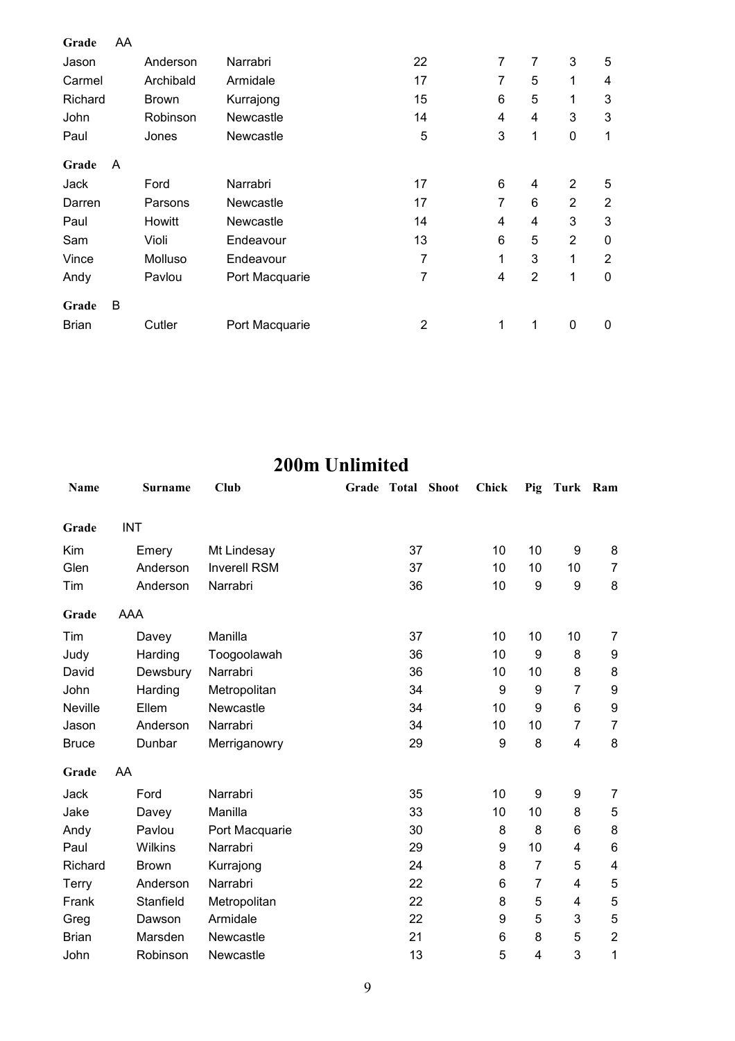| Name | Surname | Club | Grade | Total | Shoot | Chick | Pig | Turk | Ram |
|---|---|---|---|---|---|---|---|---|---|
| **Grade** AA | | | | | | | | | |
| Jason | Anderson | Narrabri | | 22 | | 7 | 7 | 3 | 5 |
| Carmel | Archibald | Armidale | | 17 | | 7 | 5 | 1 | 4 |
| Richard | Brown | Kurrajong | | 15 | | 6 | 5 | 1 | 3 |
| John | Robinson | Newcastle | | 14 | | 4 | 4 | 3 | 3 |
| Paul | Jones | Newcastle | | 5 | | 3 | 1 | 0 | 1 |
| **Grade** A | | | | | | | | | |
| Jack | Ford | Narrabri | | 17 | | 6 | 4 | 2 | 5 |
| Darren | Parsons | Newcastle | | 17 | | 7 | 6 | 2 | 2 |
| Paul | Howitt | Newcastle | | 14 | | 4 | 4 | 3 | 3 |
| Sam | Violi | Endeavour | | 13 | | 6 | 5 | 2 | 0 |
| Vince | Molluso | Endeavour | | 7 | | 1 | 3 | 1 | 2 |
| Andy | Pavlou | Port Macquarie | | 7 | | 4 | 2 | 1 | 0 |
| **Grade** B | | | | | | | | | |
| Brian | Cutler | Port Macquarie | | 2 | | 1 | 1 | 0 | 0 |

# 200m Unlimited

| Name | Surname | Club | Grade | Total | Shoot | Chick | Pig | Turk | Ram |
|---|---|---|---|---|---|---|---|---|---|
| **Grade** INT | | | | | | | | | |
| Kim | Emery | Mt Lindesay | | 37 | | 10 | 10 | 9 | 8 |
| Glen | Anderson | Inverell RSM | | 37 | | 10 | 10 | 10 | 7 |
| Tim | Anderson | Narrabri | | 36 | | 10 | 9 | 9 | 8 |
| **Grade** AAA | | | | | | | | | |
| Tim | Davey | Manilla | | 37 | | 10 | 10 | 10 | 7 |
| Judy | Harding | Toogoolawah | | 36 | | 10 | 9 | 8 | 9 |
| David | Dewsbury | Narrabri | | 36 | | 10 | 10 | 8 | 8 |
| John | Harding | Metropolitan | | 34 | | 9 | 9 | 7 | 9 |
| Neville | Ellem | Newcastle | | 34 | | 10 | 9 | 6 | 9 |
| Jason | Anderson | Narrabri | | 34 | | 10 | 10 | 7 | 7 |
| Bruce | Dunbar | Merriganowry | | 29 | | 9 | 8 | 4 | 8 |
| **Grade** AA | | | | | | | | | |
| Jack | Ford | Narrabri | | 35 | | 10 | 9 | 9 | 7 |
| Jake | Davey | Manilla | | 33 | | 10 | 10 | 8 | 5 |
| Andy | Pavlou | Port Macquarie | | 30 | | 8 | 8 | 6 | 8 |
| Paul | Wilkins | Narrabri | | 29 | | 9 | 10 | 4 | 6 |
| Richard | Brown | Kurrajong | | 24 | | 8 | 7 | 5 | 4 |
| Terry | Anderson | Narrabri | | 22 | | 6 | 7 | 4 | 5 |
| Frank | Stanfield | Metropolitan | | 22 | | 8 | 5 | 4 | 5 |
| Greg | Dawson | Armidale | | 22 | | 9 | 5 | 3 | 5 |
| Brian | Marsden | Newcastle | | 21 | | 6 | 8 | 5 | 2 |
| John | Robinson | Newcastle | | 13 | | 5 | 4 | 3 | 1 |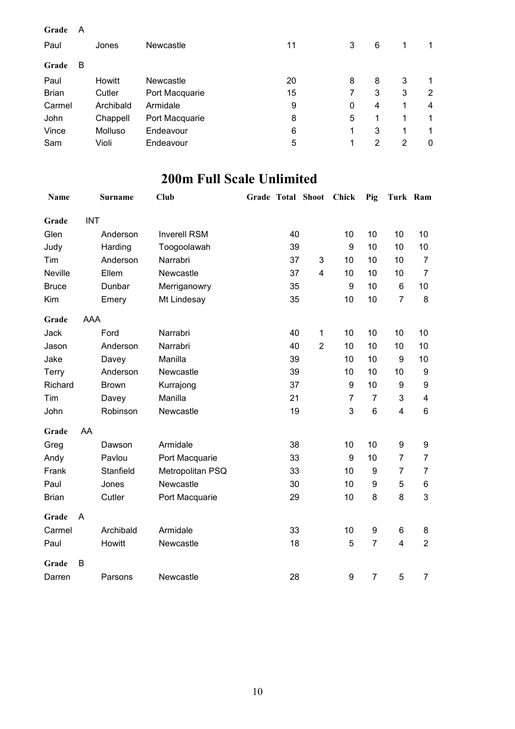| | | | | | | | | |
|---|---|---|---|---|---|---|---|---|
| **Grade** | A | | | | | | | |
| Paul | Jones | Newcastle | 11 | | 3 | 6 | 1 | 1 |
| **Grade** | B | | | | | | | |
| Paul | Howitt | Newcastle | 20 | | 8 | 8 | 3 | 1 |
| Brian | Cutler | Port Macquarie | 15 | | 7 | 3 | 3 | 2 |
| Carmel | Archibald | Armidale | 9 | | 0 | 4 | 1 | 4 |
| John | Chappell | Port Macquarie | 8 | | 5 | 1 | 1 | 1 |
| Vince | Molluso | Endeavour | 6 | | 1 | 3 | 1 | 1 |
| Sam | Violi | Endeavour | 5 | | 1 | 2 | 2 | 0 |

## 200m Full Scale Unlimited

| Name | Surname | Club | Grade | Total | Shoot | Chick | Pig | Turk | Ram |
|---|---|---|---|---|---|---|---|---|---|
| **Grade** | INT | | | | | | | | |
| Glen | Anderson | Inverell RSM | | 40 | | 10 | 10 | 10 | 10 |
| Judy | Harding | Toogoolawah | | 39 | | 9 | 10 | 10 | 10 |
| Tim | Anderson | Narrabri | | 37 | 3 | 10 | 10 | 10 | 7 |
| Neville | Ellem | Newcastle | | 37 | 4 | 10 | 10 | 10 | 7 |
| Bruce | Dunbar | Merriganowry | | 35 | | 9 | 10 | 6 | 10 |
| Kim | Emery | Mt Lindesay | | 35 | | 10 | 10 | 7 | 8 |
| **Grade** | AAA | | | | | | | | |
| Jack | Ford | Narrabri | | 40 | 1 | 10 | 10 | 10 | 10 |
| Jason | Anderson | Narrabri | | 40 | 2 | 10 | 10 | 10 | 10 |
| Jake | Davey | Manilla | | 39 | | 10 | 10 | 9 | 10 |
| Terry | Anderson | Newcastle | | 39 | | 10 | 10 | 10 | 9 |
| Richard | Brown | Kurrajong | | 37 | | 9 | 10 | 9 | 9 |
| Tim | Davey | Manilla | | 21 | | 7 | 7 | 3 | 4 |
| John | Robinson | Newcastle | | 19 | | 3 | 6 | 4 | 6 |
| **Grade** | AA | | | | | | | | |
| Greg | Dawson | Armidale | | 38 | | 10 | 10 | 9 | 9 |
| Andy | Pavlou | Port Macquarie | | 33 | | 9 | 10 | 7 | 7 |
| Frank | Stanfield | Metropolitan PSQ | | 33 | | 10 | 9 | 7 | 7 |
| Paul | Jones | Newcastle | | 30 | | 10 | 9 | 5 | 6 |
| Brian | Cutler | Port Macquarie | | 29 | | 10 | 8 | 8 | 3 |
| **Grade** | A | | | | | | | | |
| Carmel | Archibald | Armidale | | 33 | | 10 | 9 | 6 | 8 |
| Paul | Howitt | Newcastle | | 18 | | 5 | 7 | 4 | 2 |
| **Grade** | B | | | | | | | | |
| Darren | Parsons | Newcastle | | 28 | | 9 | 7 | 5 | 7 |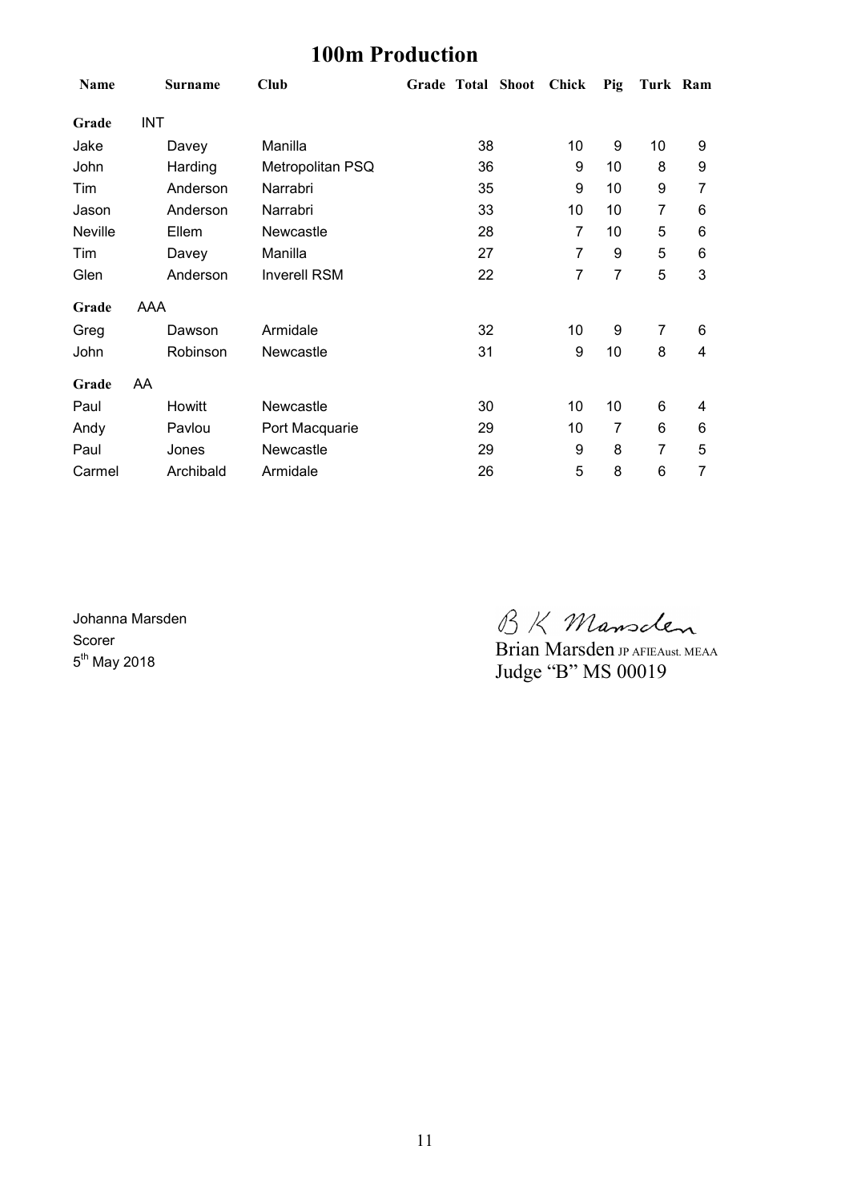# 100m Production

| Name | Surname | Club | Grade | Total | Shoot | Chick | Pig | Turk | Ram |
|---|---|---|---|---|---|---|---|---|---|
| **Grade** | INT | | | | | | | | |
| Jake | Davey | Manilla | | 38 | | 10 | 9 | 10 | 9 |
| John | Harding | Metropolitan PSQ | | 36 | | 9 | 10 | 8 | 9 |
| Tim | Anderson | Narrabri | | 35 | | 9 | 10 | 9 | 7 |
| Jason | Anderson | Narrabri | | 33 | | 10 | 10 | 7 | 6 |
| Neville | Ellem | Newcastle | | 28 | | 7 | 10 | 5 | 6 |
| Tim | Davey | Manilla | | 27 | | 7 | 9 | 5 | 6 |
| Glen | Anderson | Inverell RSM | | 22 | | 7 | 7 | 5 | 3 |
| **Grade** | AAA | | | | | | | | |
| Greg | Dawson | Armidale | | 32 | | 10 | 9 | 7 | 6 |
| John | Robinson | Newcastle | | 31 | | 9 | 10 | 8 | 4 |
| **Grade** | AA | | | | | | | | |
| Paul | Howitt | Newcastle | | 30 | | 10 | 10 | 6 | 4 |
| Andy | Pavlou | Port Macquarie | | 29 | | 10 | 7 | 6 | 6 |
| Paul | Jones | Newcastle | | 29 | | 9 | 8 | 7 | 5 |
| Carmel | Archibald | Armidale | | 26 | | 5 | 8 | 6 | 7 |

Johanna Marsden
Scorer
5th May 2018

B K Marsden
Brian Marsden JP AFIEAust. MEAA
Judge "B" MS 00019